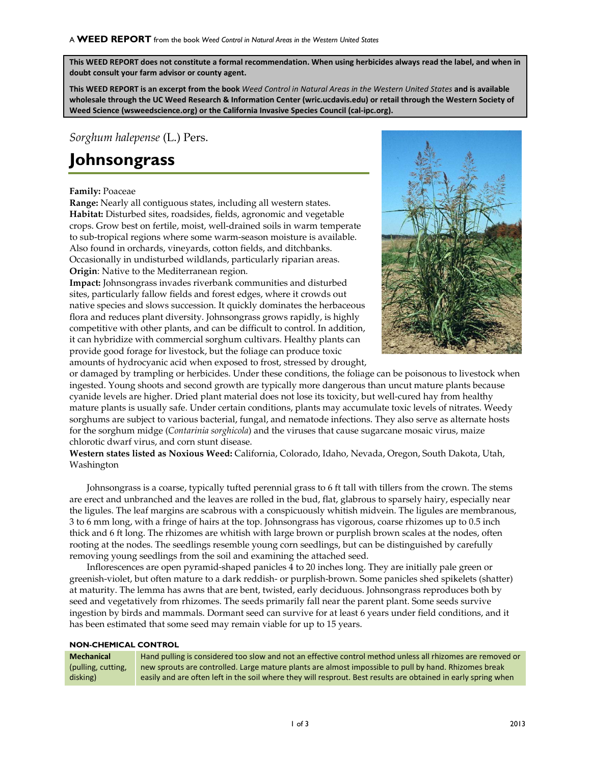A **WEED REPORT** from the book *Weed Control in Natural Areas in the Western United States*

**This WEED REPORT does not constitute a formal recommendation. When using herbicides always read the label, and when in doubt consult your farm advisor or county agent.**

**This WEED REPORT is an excerpt from the book *Weed Control in Natural Areas in the Western United States* and is available wholesale through the UC Weed Research & Information Center (wric.ucdavis.edu) or retail through the Western Society of Weed Science (wsweedscience.org) or the California Invasive Species Council (cal-ipc.org).**

*Sorghum halepense* (L.) Pers.

# Johnsongrass

**Family:** Poaceae
**Range:** Nearly all contiguous states, including all western states.
**Habitat:** Disturbed sites, roadsides, fields, agronomic and vegetable crops. Grow best on fertile, moist, well-drained soils in warm temperate to sub-tropical regions where some warm-season moisture is available. Also found in orchards, vineyards, cotton fields, and ditchbanks. Occasionally in undisturbed wildlands, particularly riparian areas.
**Origin**: Native to the Mediterranean region.
**Impact:** Johnsongrass invades riverbank communities and disturbed sites, particularly fallow fields and forest edges, where it crowds out native species and slows succession. It quickly dominates the herbaceous flora and reduces plant diversity. Johnsongrass grows rapidly, is highly competitive with other plants, and can be difficult to control. In addition, it can hybridize with commercial sorghum cultivars. Healthy plants can provide good forage for livestock, but the foliage can produce toxic amounts of hydrocyanic acid when exposed to frost, stressed by drought, or damaged by trampling or herbicides. Under these conditions, the foliage can be poisonous to livestock when ingested. Young shoots and second growth are typically more dangerous than uncut mature plants because cyanide levels are higher. Dried plant material does not lose its toxicity, but well-cured hay from healthy mature plants is usually safe. Under certain conditions, plants may accumulate toxic levels of nitrates. Weedy sorghums are subject to various bacterial, fungal, and nematode infections. They also serve as alternate hosts for the sorghum midge (*Contarinia sorghicola*) and the viruses that cause sugarcane mosaic virus, maize chlorotic dwarf virus, and corn stunt disease.
**Western states listed as Noxious Weed:** California, Colorado, Idaho, Nevada, Oregon, South Dakota, Utah, Washington

Johnsongrass is a coarse, typically tufted perennial grass to 6 ft tall with tillers from the crown. The stems are erect and unbranched and the leaves are rolled in the bud, flat, glabrous to sparsely hairy, especially near the ligules. The leaf margins are scabrous with a conspicuously whitish midvein. The ligules are membranous, 3 to 6 mm long, with a fringe of hairs at the top. Johnsongrass has vigorous, coarse rhizomes up to 0.5 inch thick and 6 ft long. The rhizomes are whitish with large brown or purplish brown scales at the nodes, often rooting at the nodes. The seedlings resemble young corn seedlings, but can be distinguished by carefully removing young seedlings from the soil and examining the attached seed.

Inflorescences are open pyramid-shaped panicles 4 to 20 inches long. They are initially pale green or greenish-violet, but often mature to a dark reddish- or purplish-brown. Some panicles shed spikelets (shatter) at maturity. The lemma has awns that are bent, twisted, early deciduous. Johnsongrass reproduces both by seed and vegetatively from rhizomes. The seeds primarily fall near the parent plant. Some seeds survive ingestion by birds and mammals. Dormant seed can survive for at least 6 years under field conditions, and it has been estimated that some seed may remain viable for up to 15 years.

#### NON-CHEMICAL CONTROL

| | |
|---|---|
| **Mechanical** (pulling, cutting, disking) | Hand pulling is considered too slow and not an effective control method unless all rhizomes are removed or new sprouts are controlled. Large mature plants are almost impossible to pull by hand. Rhizomes break easily and are often left in the soil where they will resprout. Best results are obtained in early spring when |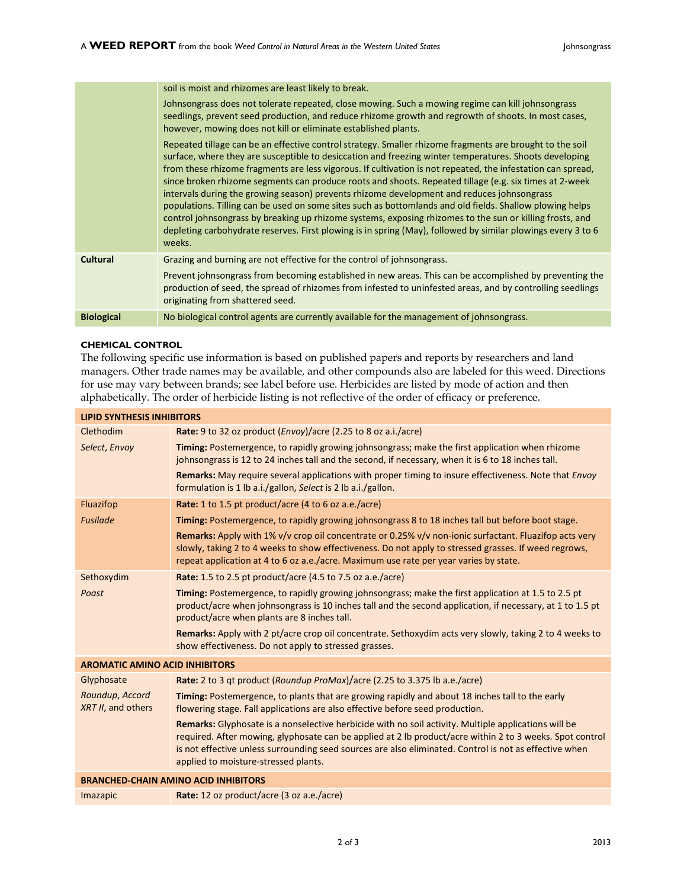| | |
|---|---|
| | soil is moist and rhizomes are least likely to break.<br><br>Johnsongrass does not tolerate repeated, close mowing. Such a mowing regime can kill johnsongrass seedlings, prevent seed production, and reduce rhizome growth and regrowth of shoots. In most cases, however, mowing does not kill or eliminate established plants.<br><br>Repeated tillage can be an effective control strategy. Smaller rhizome fragments are brought to the soil surface, where they are susceptible to desiccation and freezing winter temperatures. Shoots developing from these rhizome fragments are less vigorous. If cultivation is not repeated, the infestation can spread, since broken rhizome segments can produce roots and shoots. Repeated tillage (e.g. six times at 2-week intervals during the growing season) prevents rhizome development and reduces johnsongrass populations. Tilling can be used on some sites such as bottomlands and old fields. Shallow plowing helps control johnsongrass by breaking up rhizome systems, exposing rhizomes to the sun or killing frosts, and depleting carbohydrate reserves. First plowing is in spring (May), followed by similar plowings every 3 to 6 weeks. |
| **Cultural** | Grazing and burning are not effective for the control of johnsongrass.<br><br>Prevent johnsongrass from becoming established in new areas. This can be accomplished by preventing the production of seed, the spread of rhizomes from infested to uninfested areas, and by controlling seedlings originating from shattered seed. |
| **Biological** | No biological control agents are currently available for the management of johnsongrass. |

### CHEMICAL CONTROL

The following specific use information is based on published papers and reports by researchers and land managers. Other trade names may be available, and other compounds also are labeled for this weed. Directions for use may vary between brands; see label before use. Herbicides are listed by mode of action and then alphabetically. The order of herbicide listing is not reflective of the order of efficacy or preference.

| **LIPID SYNTHESIS INHIBITORS** | |
|---|---|
| Clethodim<br>*Select*, *Envoy* | **Rate:** 9 to 32 oz product (*Envoy*)/acre (2.25 to 8 oz a.i./acre)<br><br>**Timing:** Postemergence, to rapidly growing johnsongrass; make the first application when rhizome johnsongrass is 12 to 24 inches tall and the second, if necessary, when it is 6 to 18 inches tall.<br><br>**Remarks:** May require several applications with proper timing to insure effectiveness. Note that *Envoy* formulation is 1 lb a.i./gallon, *Select* is 2 lb a.i./gallon. |
| Fluazifop<br>*Fusilade* | **Rate:** 1 to 1.5 pt product/acre (4 to 6 oz a.e./acre)<br><br>**Timing:** Postemergence, to rapidly growing johnsongrass 8 to 18 inches tall but before boot stage.<br><br>**Remarks:** Apply with 1% v/v crop oil concentrate or 0.25% v/v non-ionic surfactant. Fluazifop acts very slowly, taking 2 to 4 weeks to show effectiveness. Do not apply to stressed grasses. If weed regrows, repeat application at 4 to 6 oz a.e./acre. Maximum use rate per year varies by state. |
| Sethoxydim<br>*Poast* | **Rate:** 1.5 to 2.5 pt product/acre (4.5 to 7.5 oz a.e./acre)<br><br>**Timing:** Postemergence, to rapidly growing johnsongrass; make the first application at 1.5 to 2.5 pt product/acre when johnsongrass is 10 inches tall and the second application, if necessary, at 1 to 1.5 pt product/acre when plants are 8 inches tall.<br><br>**Remarks:** Apply with 2 pt/acre crop oil concentrate. Sethoxydim acts very slowly, taking 2 to 4 weeks to show effectiveness. Do not apply to stressed grasses. |
| **AROMATIC AMINO ACID INHIBITORS** | |
| Glyphosate<br>*Roundup*, *Accord XRT II*, and others | **Rate:** 2 to 3 qt product (*Roundup ProMax*)/acre (2.25 to 3.375 lb a.e./acre)<br><br>**Timing:** Postemergence, to plants that are growing rapidly and about 18 inches tall to the early flowering stage. Fall applications are also effective before seed production.<br><br>**Remarks:** Glyphosate is a nonselective herbicide with no soil activity. Multiple applications will be required. After mowing, glyphosate can be applied at 2 lb product/acre within 2 to 3 weeks. Spot control is not effective unless surrounding seed sources are also eliminated. Control is not as effective when applied to moisture-stressed plants. |
| **BRANCHED-CHAIN AMINO ACID INHIBITORS** | |
| Imazapic | **Rate:** 12 oz product/acre (3 oz a.e./acre) |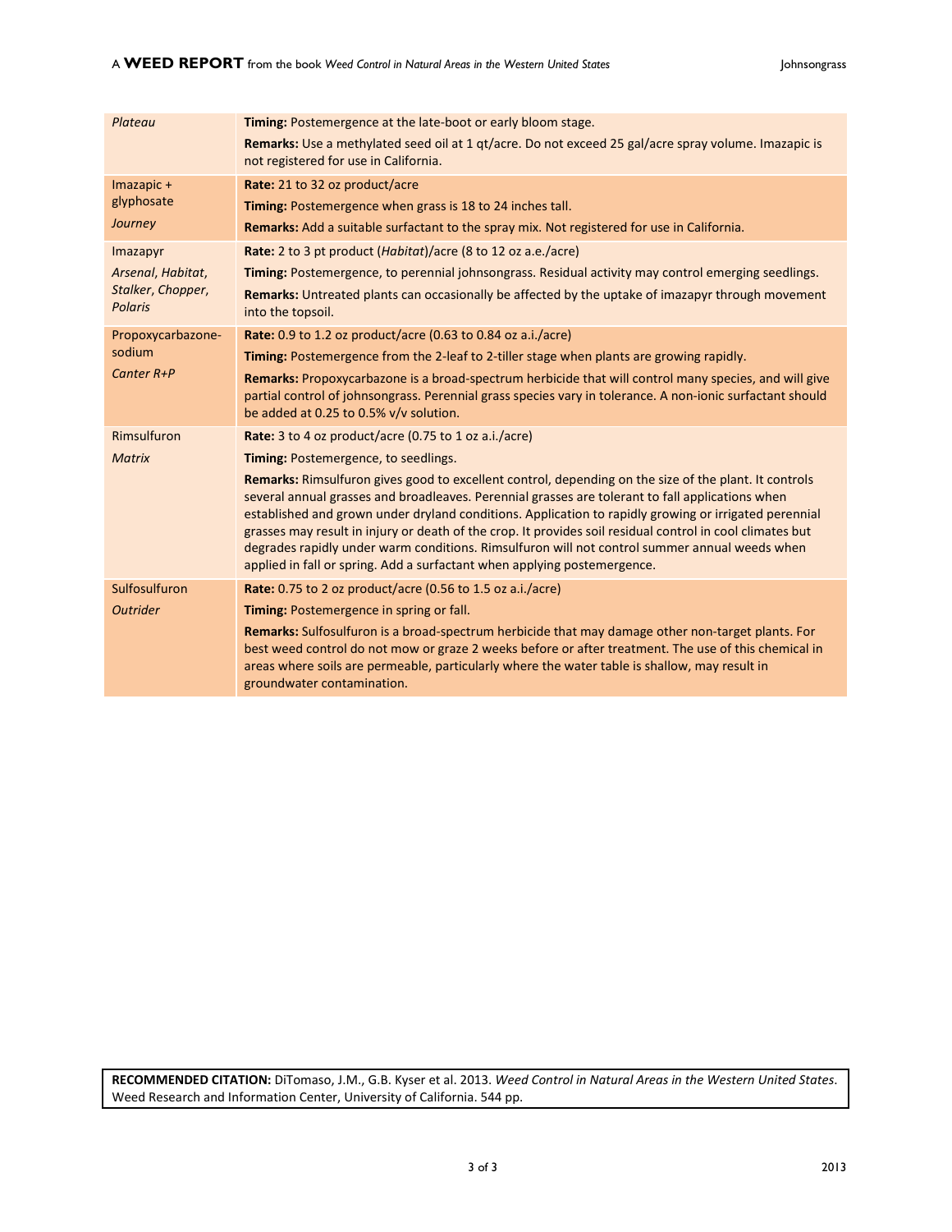| | |
|---|---|
| *Plateau* | **Timing:** Postemergence at the late-boot or early bloom stage.<br>**Remarks:** Use a methylated seed oil at 1 qt/acre. Do not exceed 25 gal/acre spray volume. Imazapic is not registered for use in California. |
| Imazapic + glyphosate<br>*Journey* | **Rate:** 21 to 32 oz product/acre<br>**Timing:** Postemergence when grass is 18 to 24 inches tall.<br>**Remarks:** Add a suitable surfactant to the spray mix. Not registered for use in California. |
| Imazapyr<br>*Arsenal*, *Habitat*, *Stalker*, *Chopper*, *Polaris* | **Rate:** 2 to 3 pt product (*Habitat*)/acre (8 to 12 oz a.e./acre)<br>**Timing:** Postemergence, to perennial johnsongrass. Residual activity may control emerging seedlings.<br>**Remarks:** Untreated plants can occasionally be affected by the uptake of imazapyr through movement into the topsoil. |
| Propoxycarbazone-sodium<br>*Canter R+P* | **Rate:** 0.9 to 1.2 oz product/acre (0.63 to 0.84 oz a.i./acre)<br>**Timing:** Postemergence from the 2-leaf to 2-tiller stage when plants are growing rapidly.<br>**Remarks:** Propoxycarbazone is a broad-spectrum herbicide that will control many species, and will give partial control of johnsongrass. Perennial grass species vary in tolerance. A non-ionic surfactant should be added at 0.25 to 0.5% v/v solution. |
| Rimsulfuron<br>*Matrix* | **Rate:** 3 to 4 oz product/acre (0.75 to 1 oz a.i./acre)<br>**Timing:** Postemergence, to seedlings.<br>**Remarks:** Rimsulfuron gives good to excellent control, depending on the size of the plant. It controls several annual grasses and broadleaves. Perennial grasses are tolerant to fall applications when established and grown under dryland conditions. Application to rapidly growing or irrigated perennial grasses may result in injury or death of the crop. It provides soil residual control in cool climates but degrades rapidly under warm conditions. Rimsulfuron will not control summer annual weeds when applied in fall or spring. Add a surfactant when applying postemergence. |
| Sulfosulfuron<br>*Outrider* | **Rate:** 0.75 to 2 oz product/acre (0.56 to 1.5 oz a.i./acre)<br>**Timing:** Postemergence in spring or fall.<br>**Remarks:** Sulfosulfuron is a broad-spectrum herbicide that may damage other non-target plants. For best weed control do not mow or graze 2 weeks before or after treatment. The use of this chemical in areas where soils are permeable, particularly where the water table is shallow, may result in groundwater contamination. |

**RECOMMENDED CITATION:** DiTomaso, J.M., G.B. Kyser et al. 2013. *Weed Control in Natural Areas in the Western United States*. Weed Research and Information Center, University of California. 544 pp.